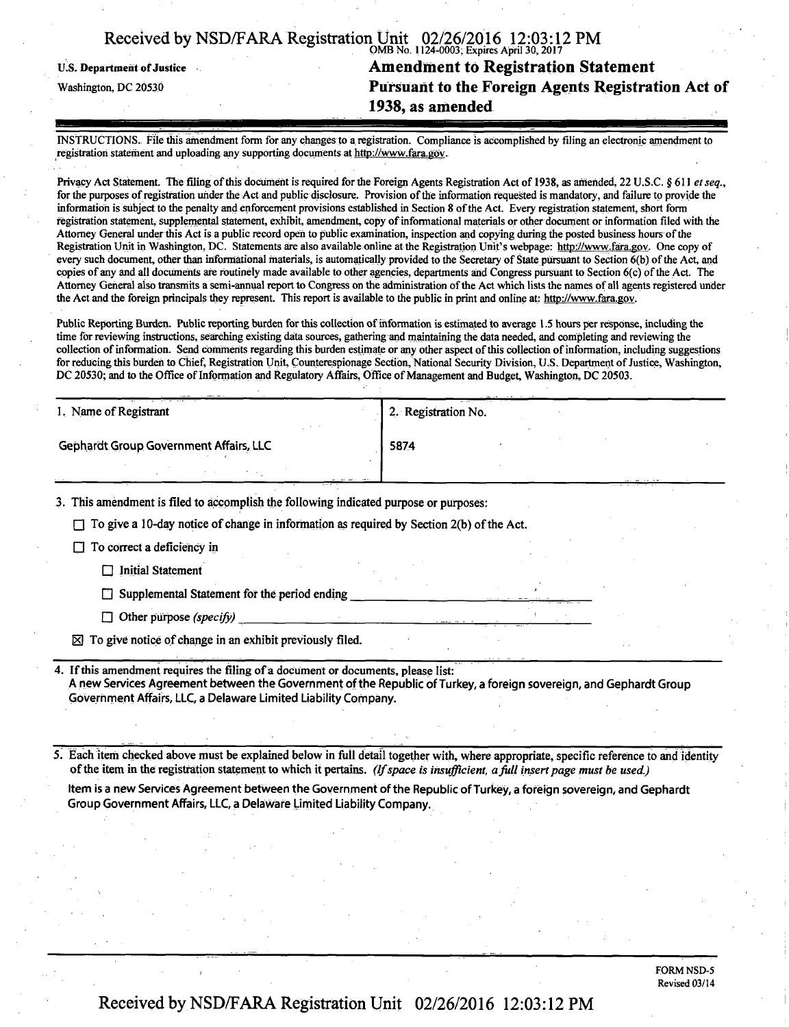OMB No. 1124-0003; Expires April 30, 2017

U.S. Department of Justice

Washington, DC 20530

# Amendment to Registration Statement Pursuant to the Foreign Agents Registration Act of 1938, as amended

INSTRUCTIONS. File this amendment form for any changes to a registration. Compliance is accomplished by filing an electronic amendment to registration statement and uploading any supporting documents at http://www.fara.gov.

Privacy Act Statement. The filing of this document is required for the Foreign Agents Registration Act of 1938, as amended, 22 U.S.C. § 611 *et seq.*, for the purposes of registration under the Act and public disclosure. Provision of the information requested is mandatory, and failure to provide the information is subject to the penalty and enforcement provisions established in Section 8 of the Act. Every registration statement, short form registration statement, supplemental statement, exhibit, amendment, copy of informational materials or other document or information filed with the Attorney General under this Act is a public record open to public examination, inspection and copying during the posted business hours of the Registration Unit in Washington, DC. Statements are also available online at the Registration Unit's webpage: http://www.fara.gov. One copy of every such document, other than informational materials, is automatically provided to the Secretary of State pursuant to Section 6(b) of the Act, and copies of any and all documents are routinely made available to other agencies, departments and Congress pursuant to Section 6(c) of the Act. The Attorney General also transmits a semi-annual report to Congress on the administration of the Act which lists the names of all agents registered under the Act and the foreign principals they represent. This report is available to the public in print and online at: http://www.fara.gov.

Public Reporting Burden. Public reporting burden for this collection of information is estimated to average 1.5 hours per response, including the time for reviewing instructions, searching existing data sources, gathering and maintaining the data needed, and completing and reviewing the collection of information. Send comments regarding this burden estimate or any other aspect of this collection of information, including suggestions for reducing this burden to Chief, Registration Unit, Counterespionage Section, National Security Division, U.S. Department of Justice, Washington, DC 20530; and to the Office of Information and Regulatory Affairs, Office of Management and Budget, Washington, DC 20503.

| 1. Name of Registrant | 2. Registration No. |
|---|---|
| Gephardt Group Government Affairs, LLC | 5874 |

3. This amendment is filed to accomplish the following indicated purpose or purposes:

   ☐ To give a 10-day notice of change in information as required by Section 2(b) of the Act.

   ☐ To correct a deficiency in

   - ☐ Initial Statement
   - ☐ Supplemental Statement for the period ending ____________
   - ☐ Other purpose *(specify)* ____________

   ☒ To give notice of change in an exhibit previously filed.

4. If this amendment requires the filing of a document or documents, please list:

   A new Services Agreement between the Government of the Republic of Turkey, a foreign sovereign, and Gephardt Group Government Affairs, LLC, a Delaware Limited Liability Company.

5. Each item checked above must be explained below in full detail together with, where appropriate, specific reference to and identity of the item in the registration statement to which it pertains. *(If space is insufficient, a full insert page must be used.)*

   Item is a new Services Agreement between the Government of the Republic of Turkey, a foreign sovereign, and Gephardt Group Government Affairs, LLC, a Delaware Limited Liability Company.

FORM NSD-5
Revised 03/14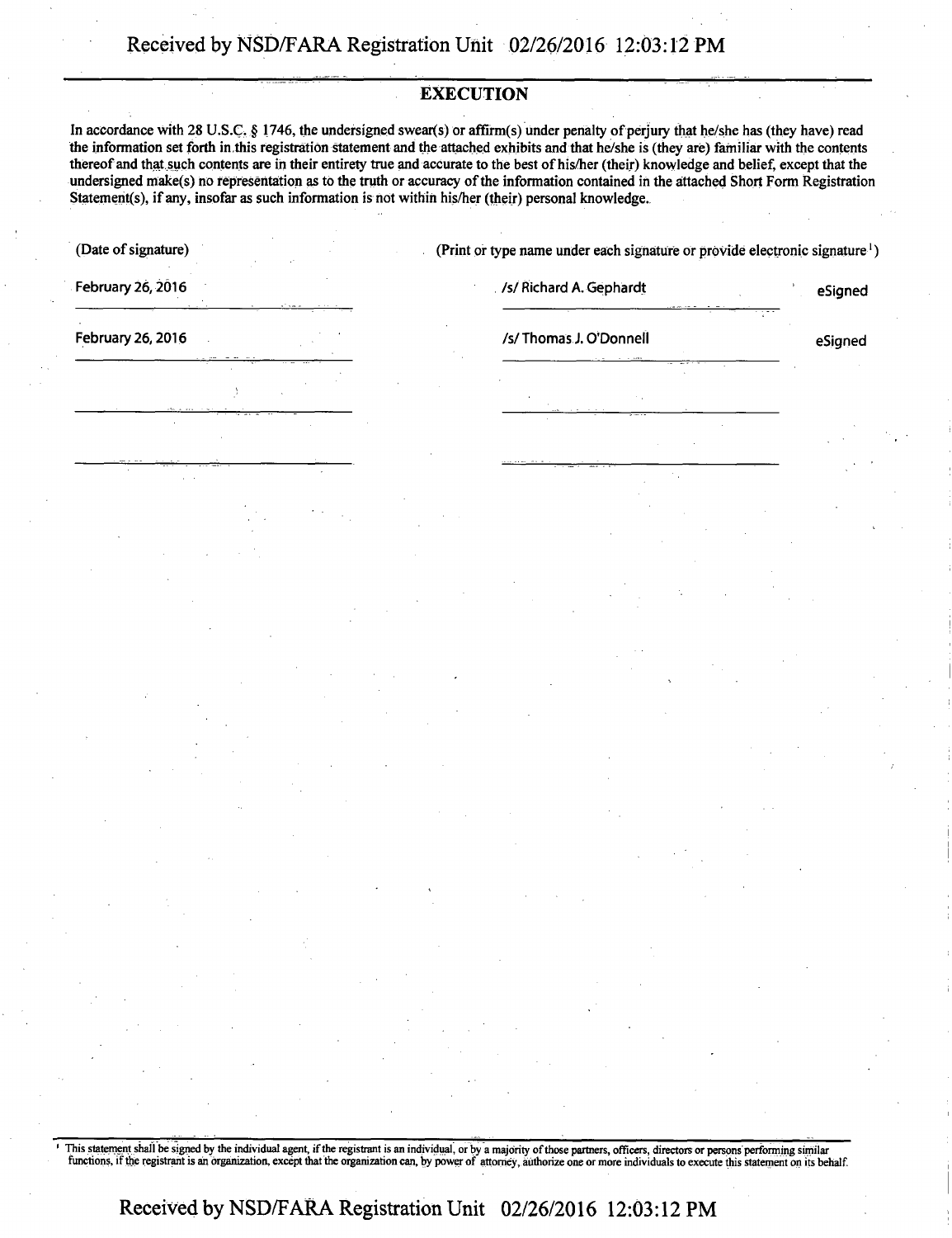## EXECUTION

In accordance with 28 U.S.C. § 1746, the undersigned swear(s) or affirm(s) under penalty of perjury that he/she has (they have) read the information set forth in this registration statement and the attached exhibits and that he/she is (they are) familiar with the contents thereof and that such contents are in their entirety true and accurate to the best of his/her (their) knowledge and belief, except that the undersigned make(s) no representation as to the truth or accuracy of the information contained in the attached Short Form Registration Statement(s), if any, insofar as such information is not within his/her (their) personal knowledge.

| (Date of signature) | (Print or type name under each signature or provide electronic signature[1]) | |
|---|---|---|
| February 26, 2016 | /s/ Richard A. Gephardt | eSigned |
| February 26, 2016 | /s/ Thomas J. O'Donnell | eSigned |
| | | |
| | | |

[1] This statement shall be signed by the individual agent, if the registrant is an individual, or by a majority of those partners, officers, directors or persons performing similar functions, if the registrant is an organization, except that the organization can, by power of attorney, authorize one or more individuals to execute this statement on its behalf.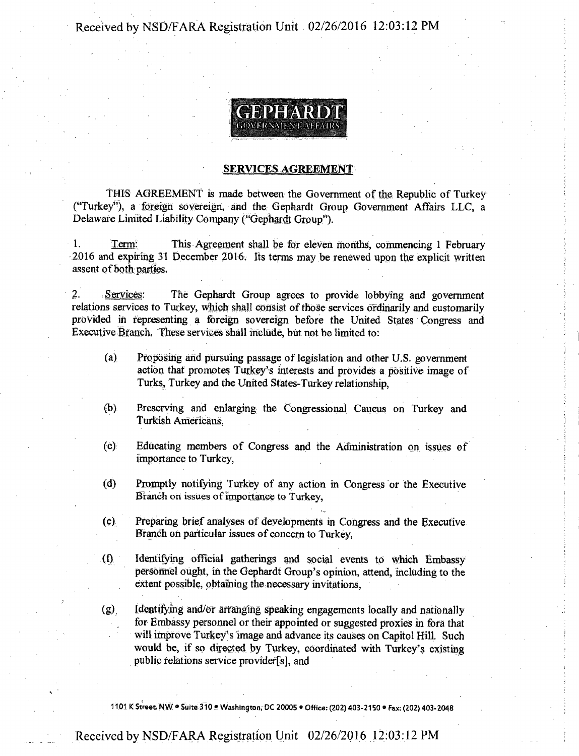GEPHARDT
GOVERNMENT AFFAIRS

## SERVICES AGREEMENT

THIS AGREEMENT is made between the Government of the Republic of Turkey ("Turkey"), a foreign sovereign, and the Gephardt Group Government Affairs LLC, a Delaware Limited Liability Company ("Gephardt Group").

1. Term: This Agreement shall be for eleven months, commencing 1 February 2016 and expiring 31 December 2016. Its terms may be renewed upon the explicit written assent of both parties.

2. Services: The Gephardt Group agrees to provide lobbying and government relations services to Turkey, which shall consist of those services ordinarily and customarily provided in representing a foreign sovereign before the United States Congress and Executive Branch. These services shall include, but not be limited to:

   (a) Proposing and pursuing passage of legislation and other U.S. government action that promotes Turkey's interests and provides a positive image of Turks, Turkey and the United States-Turkey relationship,

   (b) Preserving and enlarging the Congressional Caucus on Turkey and Turkish Americans,

   (c) Educating members of Congress and the Administration on issues of importance to Turkey,

   (d) Promptly notifying Turkey of any action in Congress or the Executive Branch on issues of importance to Turkey,

   (e) Preparing brief analyses of developments in Congress and the Executive Branch on particular issues of concern to Turkey,

   (f) Identifying official gatherings and social events to which Embassy personnel ought, in the Gephardt Group's opinion, attend, including to the extent possible, obtaining the necessary invitations,

   (g) Identifying and/or arranging speaking engagements locally and nationally for Embassy personnel or their appointed or suggested proxies in fora that will improve Turkey's image and advance its causes on Capitol Hill. Such would be, if so directed by Turkey, coordinated with Turkey's existing public relations service provider[s], and

1101 K Street, NW • Suite 310 • Washington, DC 20005 • Office: (202) 403-2150 • Fax: (202) 403-2048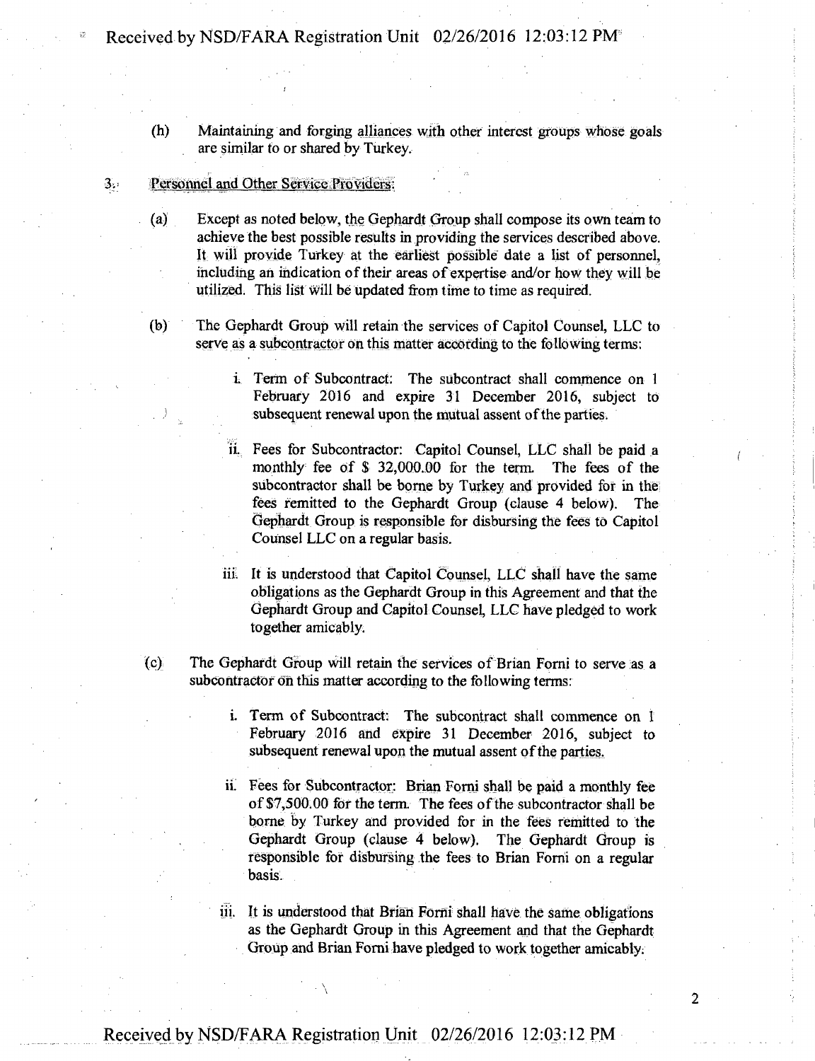(h) Maintaining and forging alliances with other interest groups whose goals are similar to or shared by Turkey.

3. Personnel and Other Service Providers:

(a) Except as noted below, the Gephardt Group shall compose its own team to achieve the best possible results in providing the services described above. It will provide Turkey at the earliest possible date a list of personnel, including an indication of their areas of expertise and/or how they will be utilized. This list will be updated from time to time as required.

(b) The Gephardt Group will retain the services of Capitol Counsel, LLC to serve as a subcontractor on this matter according to the following terms:

i. Term of Subcontract: The subcontract shall commence on 1 February 2016 and expire 31 December 2016, subject to subsequent renewal upon the mutual assent of the parties.

ii. Fees for Subcontractor: Capitol Counsel, LLC shall be paid a monthly fee of $ 32,000.00 for the term. The fees of the subcontractor shall be borne by Turkey and provided for in the fees remitted to the Gephardt Group (clause 4 below). The Gephardt Group is responsible for disbursing the fees to Capitol Counsel LLC on a regular basis.

iii. It is understood that Capitol Counsel, LLC shall have the same obligations as the Gephardt Group in this Agreement and that the Gephardt Group and Capitol Counsel, LLC have pledged to work together amicably.

(c) The Gephardt Group will retain the services of Brian Forni to serve as a subcontractor on this matter according to the following terms:

i. Term of Subcontract: The subcontract shall commence on 1 February 2016 and expire 31 December 2016, subject to subsequent renewal upon the mutual assent of the parties.

ii. Fees for Subcontractor: Brian Forni shall be paid a monthly fee of $7,500.00 for the term. The fees of the subcontractor shall be borne by Turkey and provided for in the fees remitted to the Gephardt Group (clause 4 below). The Gephardt Group is responsible for disbursing the fees to Brian Forni on a regular basis.

iii. It is understood that Brian Forni shall have the same obligations as the Gephardt Group in this Agreement and that the Gephardt Group and Brian Forni have pledged to work together amicably.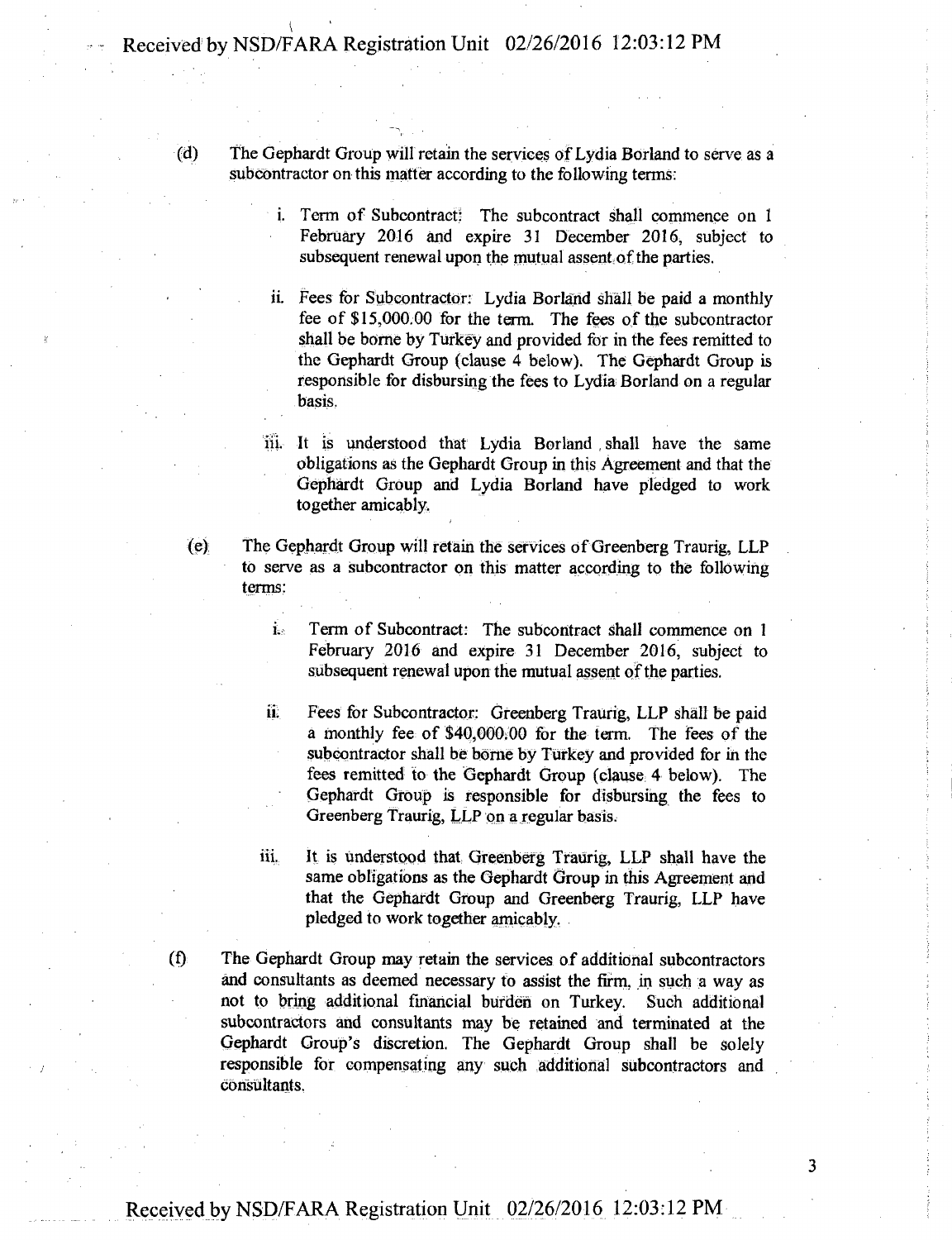(d) The Gephardt Group will retain the services of Lydia Borland to serve as a subcontractor on this matter according to the following terms:

   i. Term of Subcontract: The subcontract shall commence on 1 February 2016 and expire 31 December 2016, subject to subsequent renewal upon the mutual assent of the parties.

   ii. Fees for Subcontractor: Lydia Borland shall be paid a monthly fee of $15,000.00 for the term. The fees of the subcontractor shall be borne by Turkey and provided for in the fees remitted to the Gephardt Group (clause 4 below). The Gephardt Group is responsible for disbursing the fees to Lydia Borland on a regular basis.

   iii. It is understood that Lydia Borland shall have the same obligations as the Gephardt Group in this Agreement and that the Gephardt Group and Lydia Borland have pledged to work together amicably.

(e) The Gephardt Group will retain the services of Greenberg Traurig, LLP to serve as a subcontractor on this matter according to the following terms:

   i. Term of Subcontract: The subcontract shall commence on 1 February 2016 and expire 31 December 2016, subject to subsequent renewal upon the mutual assent of the parties.

   ii. Fees for Subcontractor: Greenberg Traurig, LLP shall be paid a monthly fee of $40,000.00 for the term. The fees of the subcontractor shall be borne by Turkey and provided for in the fees remitted to the Gephardt Group (clause 4 below). The Gephardt Group is responsible for disbursing the fees to Greenberg Traurig, LLP on a regular basis.

   iii. It is understood that Greenberg Traurig, LLP shall have the same obligations as the Gephardt Group in this Agreement and that the Gephardt Group and Greenberg Traurig, LLP have pledged to work together amicably.

(f) The Gephardt Group may retain the services of additional subcontractors and consultants as deemed necessary to assist the firm, in such a way as not to bring additional financial burden on Turkey. Such additional subcontractors and consultants may be retained and terminated at the Gephardt Group's discretion. The Gephardt Group shall be solely responsible for compensating any such additional subcontractors and consultants.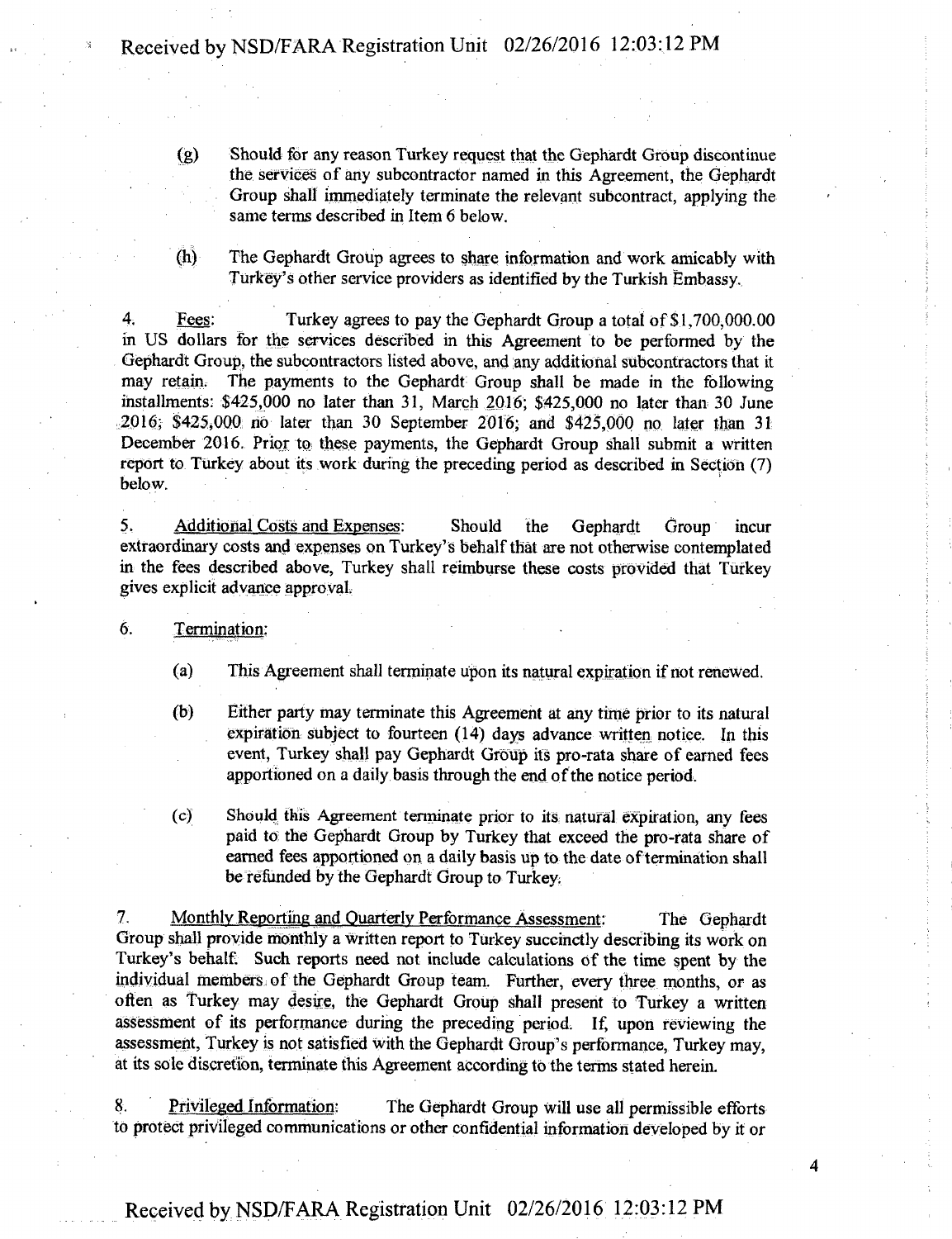(g) Should for any reason Turkey request that the Gephardt Group discontinue the services of any subcontractor named in this Agreement, the Gephardt Group shall immediately terminate the relevant subcontract, applying the same terms described in Item 6 below.

(h) The Gephardt Group agrees to share information and work amicably with Turkey's other service providers as identified by the Turkish Embassy.

4. Fees: Turkey agrees to pay the Gephardt Group a total of $1,700,000.00 in US dollars for the services described in this Agreement to be performed by the Gephardt Group, the subcontractors listed above, and any additional subcontractors that it may retain. The payments to the Gephardt Group shall be made in the following installments: $425,000 no later than 31, March 2016; $425,000 no later than 30 June 2016; $425,000 no later than 30 September 2016; and $425,000 no later than 31 December 2016. Prior to these payments, the Gephardt Group shall submit a written report to Turkey about its work during the preceding period as described in Section (7) below.

5. Additional Costs and Expenses: Should the Gephardt Group incur extraordinary costs and expenses on Turkey's behalf that are not otherwise contemplated in the fees described above, Turkey shall reimburse these costs provided that Turkey gives explicit advance approval.

6. Termination:

(a) This Agreement shall terminate upon its natural expiration if not renewed.

(b) Either party may terminate this Agreement at any time prior to its natural expiration subject to fourteen (14) days advance written notice. In this event, Turkey shall pay Gephardt Group its pro-rata share of earned fees apportioned on a daily basis through the end of the notice period.

(c) Should this Agreement terminate prior to its natural expiration, any fees paid to the Gephardt Group by Turkey that exceed the pro-rata share of earned fees apportioned on a daily basis up to the date of termination shall be refunded by the Gephardt Group to Turkey.

7. Monthly Reporting and Quarterly Performance Assessment: The Gephardt Group shall provide monthly a written report to Turkey succinctly describing its work on Turkey's behalf. Such reports need not include calculations of the time spent by the individual members of the Gephardt Group team. Further, every three months, or as often as Turkey may desire, the Gephardt Group shall present to Turkey a written assessment of its performance during the preceding period. If, upon reviewing the assessment, Turkey is not satisfied with the Gephardt Group's performance, Turkey may, at its sole discretion, terminate this Agreement according to the terms stated herein.

8. Privileged Information: The Gephardt Group will use all permissible efforts to protect privileged communications or other confidential information developed by it or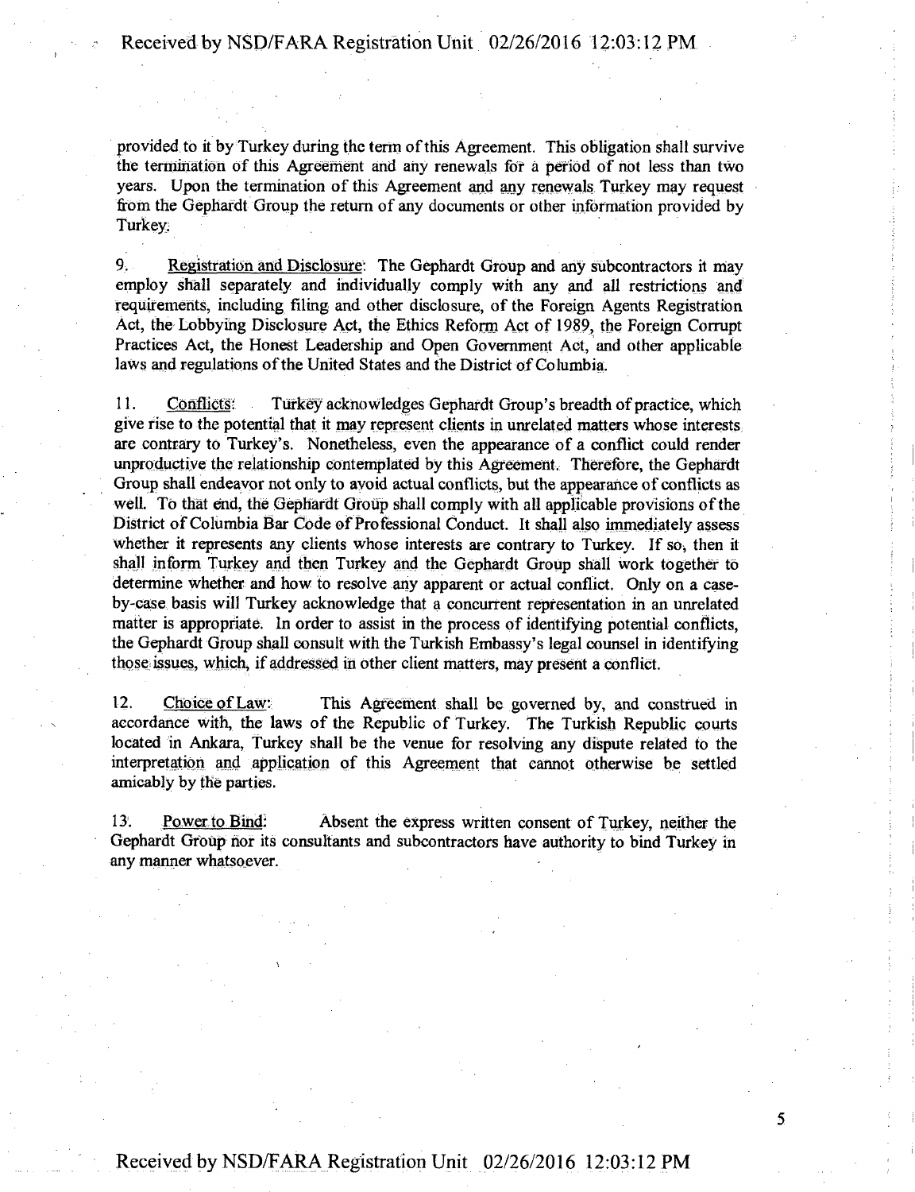provided to it by Turkey during the term of this Agreement. This obligation shall survive the termination of this Agreement and any renewals for a period of not less than two years. Upon the termination of this Agreement and any renewals Turkey may request from the Gephardt Group the return of any documents or other information provided by Turkey.

9. Registration and Disclosure: The Gephardt Group and any subcontractors it may employ shall separately and individually comply with any and all restrictions and requirements, including filing and other disclosure, of the Foreign Agents Registration Act, the Lobbying Disclosure Act, the Ethics Reform Act of 1989, the Foreign Corrupt Practices Act, the Honest Leadership and Open Government Act, and other applicable laws and regulations of the United States and the District of Columbia.

11. Conflicts: Turkey acknowledges Gephardt Group's breadth of practice, which give rise to the potential that it may represent clients in unrelated matters whose interests are contrary to Turkey's. Nonetheless, even the appearance of a conflict could render unproductive the relationship contemplated by this Agreement. Therefore, the Gephardt Group shall endeavor not only to avoid actual conflicts, but the appearance of conflicts as well. To that end, the Gephardt Group shall comply with all applicable provisions of the District of Columbia Bar Code of Professional Conduct. It shall also immediately assess whether it represents any clients whose interests are contrary to Turkey. If so, then it shall inform Turkey and then Turkey and the Gephardt Group shall work together to determine whether and how to resolve any apparent or actual conflict. Only on a case-by-case basis will Turkey acknowledge that a concurrent representation in an unrelated matter is appropriate. In order to assist in the process of identifying potential conflicts, the Gephardt Group shall consult with the Turkish Embassy's legal counsel in identifying those issues, which, if addressed in other client matters, may present a conflict.

12. Choice of Law: This Agreement shall be governed by, and construed in accordance with, the laws of the Republic of Turkey. The Turkish Republic courts located in Ankara, Turkey shall be the venue for resolving any dispute related to the interpretation and application of this Agreement that cannot otherwise be settled amicably by the parties.

13. Power to Bind: Absent the express written consent of Turkey, neither the Gephardt Group nor its consultants and subcontractors have authority to bind Turkey in any manner whatsoever.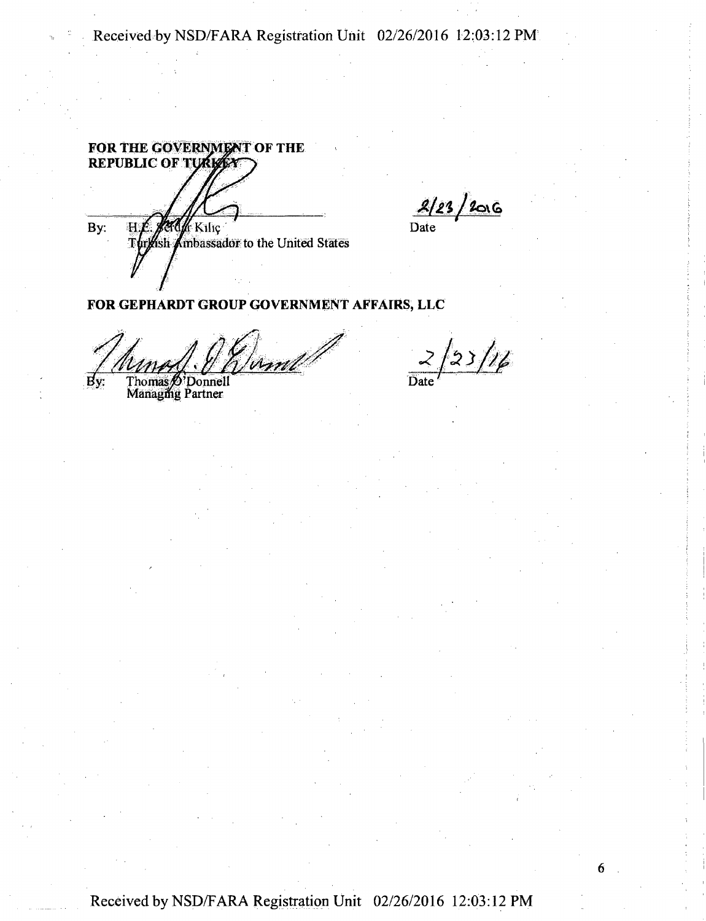**FOR THE GOVERNMENT OF THE REPUBLIC OF TURKEY**

By: H.E. Serdar Kılıç
Turkish Ambassador to the United States

2/23/2016
Date

**FOR GEPHARDT GROUP GOVERNMENT AFFAIRS, LLC**

By: Thomas O'Donnell
Managing Partner

2/23/16
Date